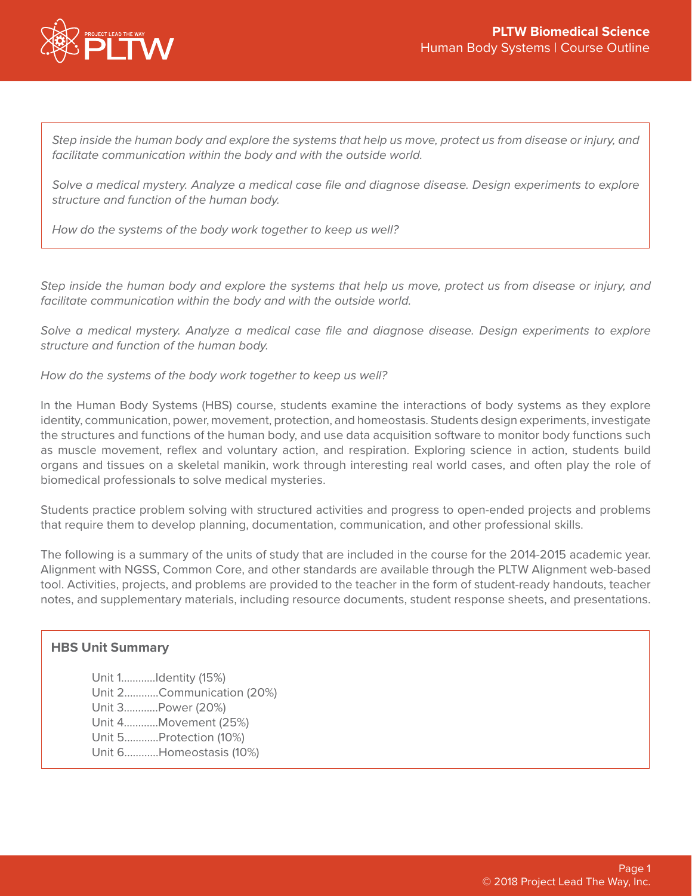# PLTW Biomedical Science

Human Body Systems | Course Outline

*Step inside the human body and explore the systems that help us move, protect us from disease or injury, and facilitate communication within the body and with the outside world.*

*Solve a medical mystery. Analyze a medical case file and diagnose disease. Design experiments to explore structure and function of the human body.*

*How do the systems of the body work together to keep us well?*

*Step inside the human body and explore the systems that help us move, protect us from disease or injury, and facilitate communication within the body and with the outside world.*

*Solve a medical mystery. Analyze a medical case file and diagnose disease. Design experiments to explore structure and function of the human body.*

*How do the systems of the body work together to keep us well?*

In the Human Body Systems (HBS) course, students examine the interactions of body systems as they explore identity, communication, power, movement, protection, and homeostasis. Students design experiments, investigate the structures and functions of the human body, and use data acquisition software to monitor body functions such as muscle movement, reflex and voluntary action, and respiration. Exploring science in action, students build organs and tissues on a skeletal manikin, work through interesting real world cases, and often play the role of biomedical professionals to solve medical mysteries.

Students practice problem solving with structured activities and progress to open-ended projects and problems that require them to develop planning, documentation, communication, and other professional skills.

The following is a summary of the units of study that are included in the course for the 2014-2015 academic year. Alignment with NGSS, Common Core, and other standards are available through the PLTW Alignment web-based tool. Activities, projects, and problems are provided to the teacher in the form of student-ready handouts, teacher notes, and supplementary materials, including resource documents, student response sheets, and presentations.

**HBS Unit Summary**

Unit 1............Identity (15%)
Unit 2............Communication (20%)
Unit 3............Power (20%)
Unit 4............Movement (25%)
Unit 5............Protection (10%)
Unit 6............Homeostasis (10%)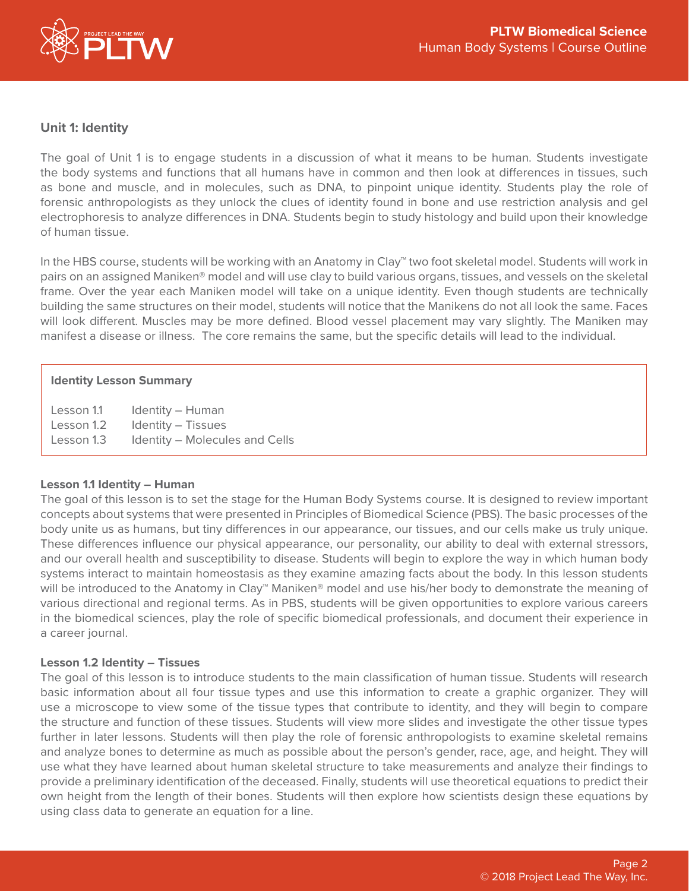## Unit 1: Identity

The goal of Unit 1 is to engage students in a discussion of what it means to be human. Students investigate the body systems and functions that all humans have in common and then look at differences in tissues, such as bone and muscle, and in molecules, such as DNA, to pinpoint unique identity. Students play the role of forensic anthropologists as they unlock the clues of identity found in bone and use restriction analysis and gel electrophoresis to analyze differences in DNA. Students begin to study histology and build upon their knowledge of human tissue.

In the HBS course, students will be working with an Anatomy in Clay™ two foot skeletal model. Students will work in pairs on an assigned Maniken® model and will use clay to build various organs, tissues, and vessels on the skeletal frame. Over the year each Maniken model will take on a unique identity. Even though students are technically building the same structures on their model, students will notice that the Manikens do not all look the same. Faces will look different. Muscles may be more defined. Blood vessel placement may vary slightly. The Maniken may manifest a disease or illness. The core remains the same, but the specific details will lead to the individual.

**Identity Lesson Summary**

| | |
|---|---|
| Lesson 1.1 | Identity – Human |
| Lesson 1.2 | Identity – Tissues |
| Lesson 1.3 | Identity – Molecules and Cells |

### Lesson 1.1 Identity – Human

The goal of this lesson is to set the stage for the Human Body Systems course. It is designed to review important concepts about systems that were presented in Principles of Biomedical Science (PBS). The basic processes of the body unite us as humans, but tiny differences in our appearance, our tissues, and our cells make us truly unique. These differences influence our physical appearance, our personality, our ability to deal with external stressors, and our overall health and susceptibility to disease. Students will begin to explore the way in which human body systems interact to maintain homeostasis as they examine amazing facts about the body. In this lesson students will be introduced to the Anatomy in Clay™ Maniken® model and use his/her body to demonstrate the meaning of various directional and regional terms. As in PBS, students will be given opportunities to explore various careers in the biomedical sciences, play the role of specific biomedical professionals, and document their experience in a career journal.

### Lesson 1.2 Identity – Tissues

The goal of this lesson is to introduce students to the main classification of human tissue. Students will research basic information about all four tissue types and use this information to create a graphic organizer. They will use a microscope to view some of the tissue types that contribute to identity, and they will begin to compare the structure and function of these tissues. Students will view more slides and investigate the other tissue types further in later lessons. Students will then play the role of forensic anthropologists to examine skeletal remains and analyze bones to determine as much as possible about the person's gender, race, age, and height. They will use what they have learned about human skeletal structure to take measurements and analyze their findings to provide a preliminary identification of the deceased. Finally, students will use theoretical equations to predict their own height from the length of their bones. Students will then explore how scientists design these equations by using class data to generate an equation for a line.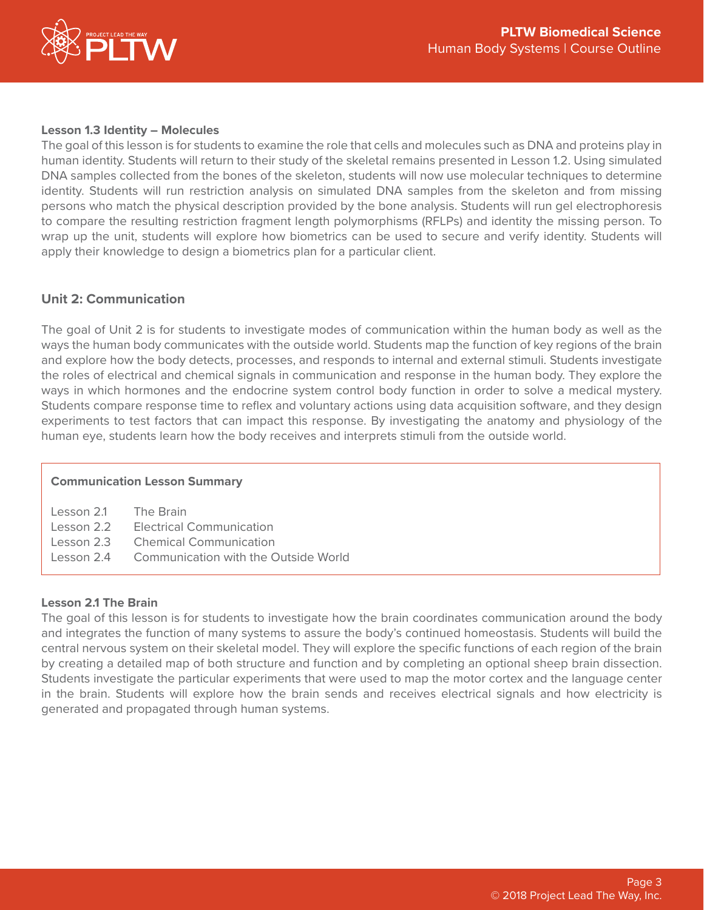### Lesson 1.3 Identity – Molecules

The goal of this lesson is for students to examine the role that cells and molecules such as DNA and proteins play in human identity. Students will return to their study of the skeletal remains presented in Lesson 1.2. Using simulated DNA samples collected from the bones of the skeleton, students will now use molecular techniques to determine identity. Students will run restriction analysis on simulated DNA samples from the skeleton and from missing persons who match the physical description provided by the bone analysis. Students will run gel electrophoresis to compare the resulting restriction fragment length polymorphisms (RFLPs) and identity the missing person. To wrap up the unit, students will explore how biometrics can be used to secure and verify identity. Students will apply their knowledge to design a biometrics plan for a particular client.

## Unit 2: Communication

The goal of Unit 2 is for students to investigate modes of communication within the human body as well as the ways the human body communicates with the outside world. Students map the function of key regions of the brain and explore how the body detects, processes, and responds to internal and external stimuli. Students investigate the roles of electrical and chemical signals in communication and response in the human body. They explore the ways in which hormones and the endocrine system control body function in order to solve a medical mystery. Students compare response time to reflex and voluntary actions using data acquisition software, and they design experiments to test factors that can impact this response. By investigating the anatomy and physiology of the human eye, students learn how the body receives and interprets stimuli from the outside world.

**Communication Lesson Summary**

| | |
|---|---|
| Lesson 2.1 | The Brain |
| Lesson 2.2 | Electrical Communication |
| Lesson 2.3 | Chemical Communication |
| Lesson 2.4 | Communication with the Outside World |

### Lesson 2.1 The Brain

The goal of this lesson is for students to investigate how the brain coordinates communication around the body and integrates the function of many systems to assure the body's continued homeostasis. Students will build the central nervous system on their skeletal model. They will explore the specific functions of each region of the brain by creating a detailed map of both structure and function and by completing an optional sheep brain dissection. Students investigate the particular experiments that were used to map the motor cortex and the language center in the brain. Students will explore how the brain sends and receives electrical signals and how electricity is generated and propagated through human systems.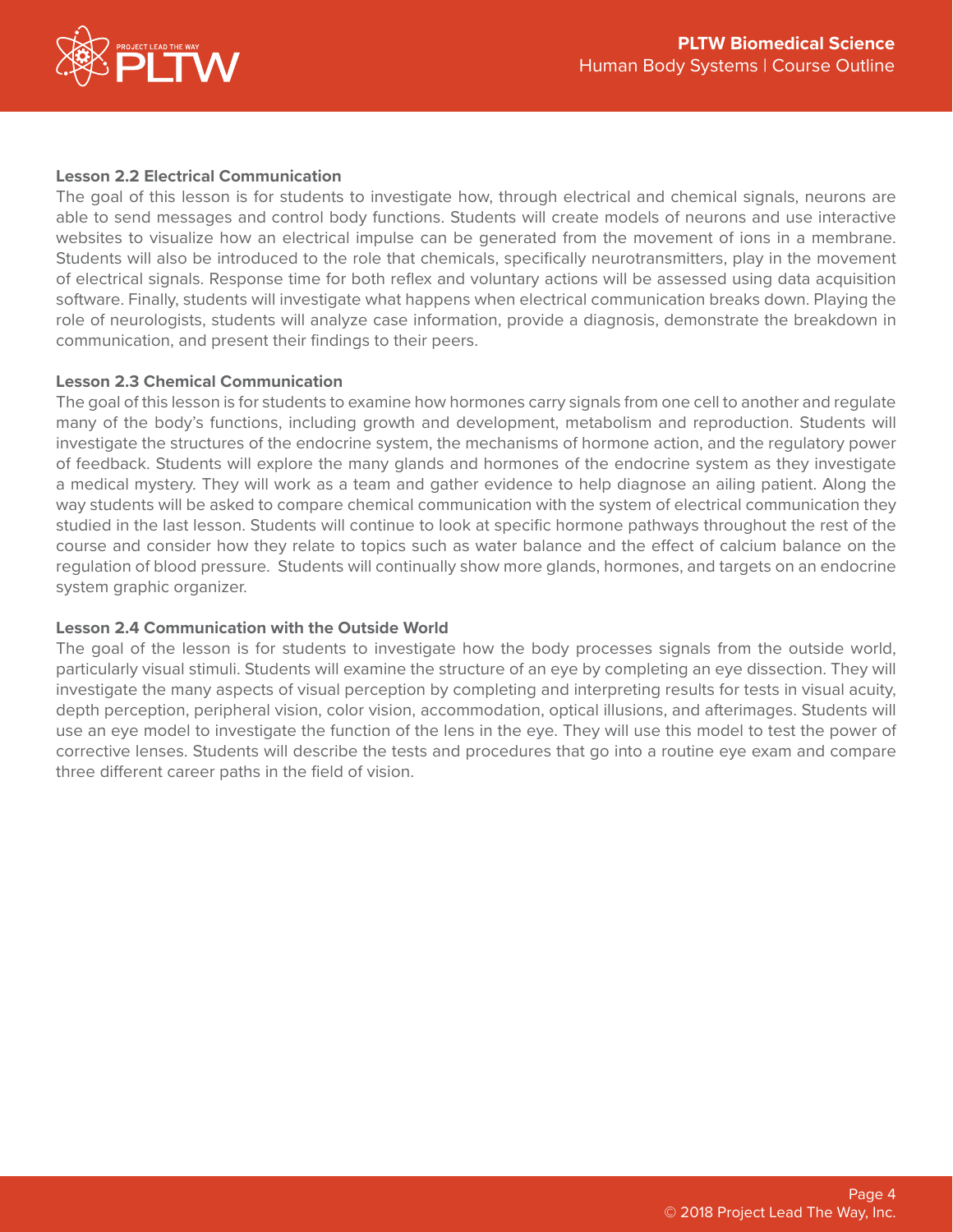**Lesson 2.2 Electrical Communication**

The goal of this lesson is for students to investigate how, through electrical and chemical signals, neurons are able to send messages and control body functions. Students will create models of neurons and use interactive websites to visualize how an electrical impulse can be generated from the movement of ions in a membrane. Students will also be introduced to the role that chemicals, specifically neurotransmitters, play in the movement of electrical signals. Response time for both reflex and voluntary actions will be assessed using data acquisition software. Finally, students will investigate what happens when electrical communication breaks down. Playing the role of neurologists, students will analyze case information, provide a diagnosis, demonstrate the breakdown in communication, and present their findings to their peers.

**Lesson 2.3 Chemical Communication**

The goal of this lesson is for students to examine how hormones carry signals from one cell to another and regulate many of the body's functions, including growth and development, metabolism and reproduction. Students will investigate the structures of the endocrine system, the mechanisms of hormone action, and the regulatory power of feedback. Students will explore the many glands and hormones of the endocrine system as they investigate a medical mystery. They will work as a team and gather evidence to help diagnose an ailing patient. Along the way students will be asked to compare chemical communication with the system of electrical communication they studied in the last lesson. Students will continue to look at specific hormone pathways throughout the rest of the course and consider how they relate to topics such as water balance and the effect of calcium balance on the regulation of blood pressure. Students will continually show more glands, hormones, and targets on an endocrine system graphic organizer.

**Lesson 2.4 Communication with the Outside World**

The goal of the lesson is for students to investigate how the body processes signals from the outside world, particularly visual stimuli. Students will examine the structure of an eye by completing an eye dissection. They will investigate the many aspects of visual perception by completing and interpreting results for tests in visual acuity, depth perception, peripheral vision, color vision, accommodation, optical illusions, and afterimages. Students will use an eye model to investigate the function of the lens in the eye. They will use this model to test the power of corrective lenses. Students will describe the tests and procedures that go into a routine eye exam and compare three different career paths in the field of vision.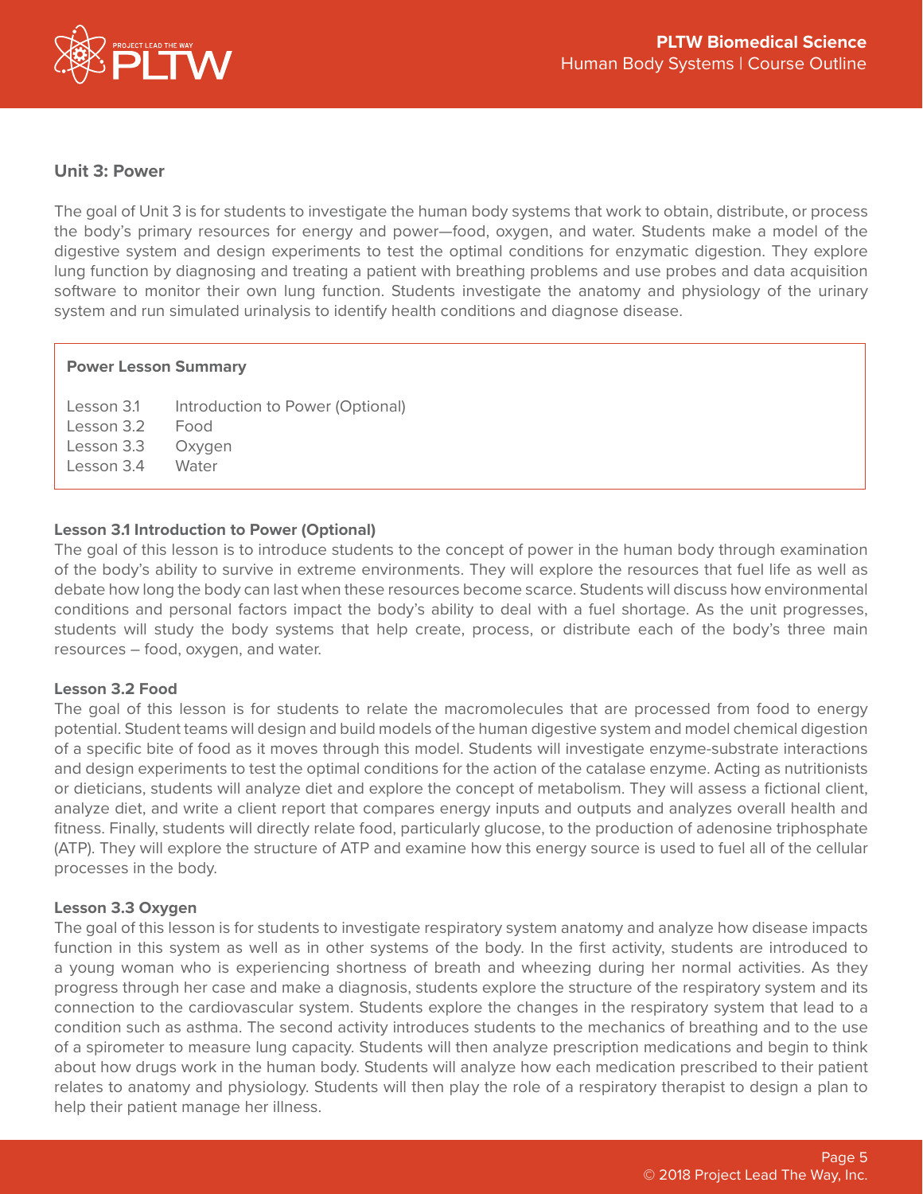## Unit 3: Power

The goal of Unit 3 is for students to investigate the human body systems that work to obtain, distribute, or process the body's primary resources for energy and power—food, oxygen, and water. Students make a model of the digestive system and design experiments to test the optimal conditions for enzymatic digestion. They explore lung function by diagnosing and treating a patient with breathing problems and use probes and data acquisition software to monitor their own lung function. Students investigate the anatomy and physiology of the urinary system and run simulated urinalysis to identify health conditions and diagnose disease.

**Power Lesson Summary**

| | |
|---|---|
| Lesson 3.1 | Introduction to Power (Optional) |
| Lesson 3.2 | Food |
| Lesson 3.3 | Oxygen |
| Lesson 3.4 | Water |

### Lesson 3.1 Introduction to Power (Optional)

The goal of this lesson is to introduce students to the concept of power in the human body through examination of the body's ability to survive in extreme environments. They will explore the resources that fuel life as well as debate how long the body can last when these resources become scarce. Students will discuss how environmental conditions and personal factors impact the body's ability to deal with a fuel shortage. As the unit progresses, students will study the body systems that help create, process, or distribute each of the body's three main resources – food, oxygen, and water.

### Lesson 3.2 Food

The goal of this lesson is for students to relate the macromolecules that are processed from food to energy potential. Student teams will design and build models of the human digestive system and model chemical digestion of a specific bite of food as it moves through this model. Students will investigate enzyme-substrate interactions and design experiments to test the optimal conditions for the action of the catalase enzyme. Acting as nutritionists or dieticians, students will analyze diet and explore the concept of metabolism. They will assess a fictional client, analyze diet, and write a client report that compares energy inputs and outputs and analyzes overall health and fitness. Finally, students will directly relate food, particularly glucose, to the production of adenosine triphosphate (ATP). They will explore the structure of ATP and examine how this energy source is used to fuel all of the cellular processes in the body.

### Lesson 3.3 Oxygen

The goal of this lesson is for students to investigate respiratory system anatomy and analyze how disease impacts function in this system as well as in other systems of the body. In the first activity, students are introduced to a young woman who is experiencing shortness of breath and wheezing during her normal activities. As they progress through her case and make a diagnosis, students explore the structure of the respiratory system and its connection to the cardiovascular system. Students explore the changes in the respiratory system that lead to a condition such as asthma. The second activity introduces students to the mechanics of breathing and to the use of a spirometer to measure lung capacity. Students will then analyze prescription medications and begin to think about how drugs work in the human body. Students will analyze how each medication prescribed to their patient relates to anatomy and physiology. Students will then play the role of a respiratory therapist to design a plan to help their patient manage her illness.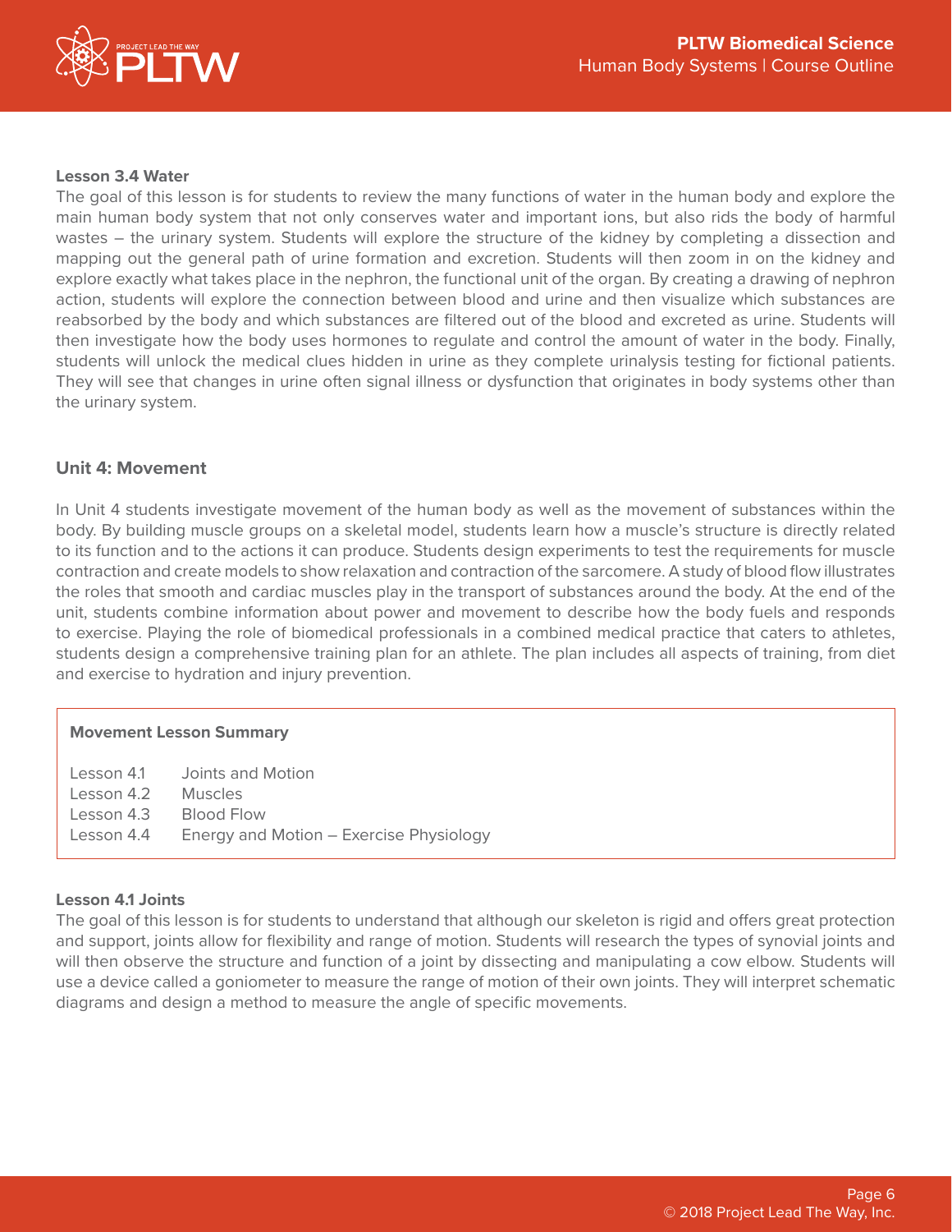#### Lesson 3.4 Water

The goal of this lesson is for students to review the many functions of water in the human body and explore the main human body system that not only conserves water and important ions, but also rids the body of harmful wastes – the urinary system. Students will explore the structure of the kidney by completing a dissection and mapping out the general path of urine formation and excretion. Students will then zoom in on the kidney and explore exactly what takes place in the nephron, the functional unit of the organ. By creating a drawing of nephron action, students will explore the connection between blood and urine and then visualize which substances are reabsorbed by the body and which substances are filtered out of the blood and excreted as urine. Students will then investigate how the body uses hormones to regulate and control the amount of water in the body. Finally, students will unlock the medical clues hidden in urine as they complete urinalysis testing for fictional patients. They will see that changes in urine often signal illness or dysfunction that originates in body systems other than the urinary system.

### Unit 4: Movement

In Unit 4 students investigate movement of the human body as well as the movement of substances within the body. By building muscle groups on a skeletal model, students learn how a muscle's structure is directly related to its function and to the actions it can produce. Students design experiments to test the requirements for muscle contraction and create models to show relaxation and contraction of the sarcomere. A study of blood flow illustrates the roles that smooth and cardiac muscles play in the transport of substances around the body. At the end of the unit, students combine information about power and movement to describe how the body fuels and responds to exercise. Playing the role of biomedical professionals in a combined medical practice that caters to athletes, students design a comprehensive training plan for an athlete. The plan includes all aspects of training, from diet and exercise to hydration and injury prevention.

**Movement Lesson Summary**

| | |
|---|---|
| Lesson 4.1 | Joints and Motion |
| Lesson 4.2 | Muscles |
| Lesson 4.3 | Blood Flow |
| Lesson 4.4 | Energy and Motion – Exercise Physiology |

#### Lesson 4.1 Joints

The goal of this lesson is for students to understand that although our skeleton is rigid and offers great protection and support, joints allow for flexibility and range of motion. Students will research the types of synovial joints and will then observe the structure and function of a joint by dissecting and manipulating a cow elbow. Students will use a device called a goniometer to measure the range of motion of their own joints. They will interpret schematic diagrams and design a method to measure the angle of specific movements.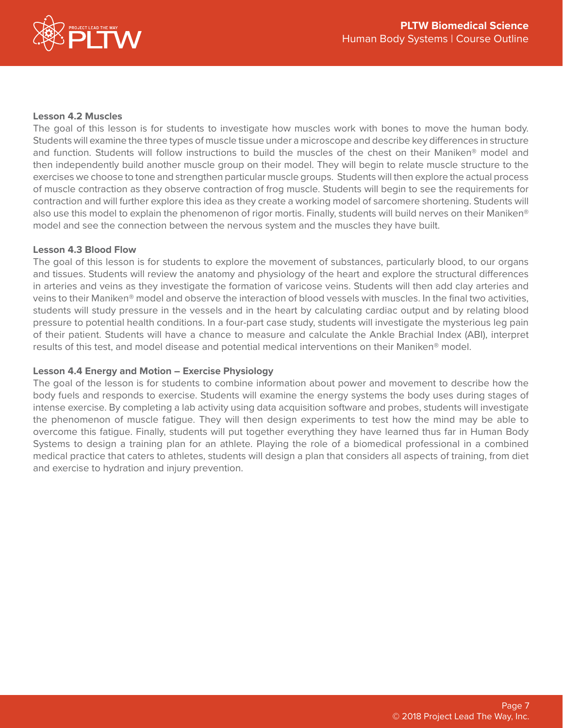**Lesson 4.2 Muscles**

The goal of this lesson is for students to investigate how muscles work with bones to move the human body. Students will examine the three types of muscle tissue under a microscope and describe key differences in structure and function. Students will follow instructions to build the muscles of the chest on their Maniken® model and then independently build another muscle group on their model. They will begin to relate muscle structure to the exercises we choose to tone and strengthen particular muscle groups. Students will then explore the actual process of muscle contraction as they observe contraction of frog muscle. Students will begin to see the requirements for contraction and will further explore this idea as they create a working model of sarcomere shortening. Students will also use this model to explain the phenomenon of rigor mortis. Finally, students will build nerves on their Maniken® model and see the connection between the nervous system and the muscles they have built.

**Lesson 4.3 Blood Flow**

The goal of this lesson is for students to explore the movement of substances, particularly blood, to our organs and tissues. Students will review the anatomy and physiology of the heart and explore the structural differences in arteries and veins as they investigate the formation of varicose veins. Students will then add clay arteries and veins to their Maniken® model and observe the interaction of blood vessels with muscles. In the final two activities, students will study pressure in the vessels and in the heart by calculating cardiac output and by relating blood pressure to potential health conditions. In a four-part case study, students will investigate the mysterious leg pain of their patient. Students will have a chance to measure and calculate the Ankle Brachial Index (ABI), interpret results of this test, and model disease and potential medical interventions on their Maniken® model.

**Lesson 4.4 Energy and Motion – Exercise Physiology**

The goal of the lesson is for students to combine information about power and movement to describe how the body fuels and responds to exercise. Students will examine the energy systems the body uses during stages of intense exercise. By completing a lab activity using data acquisition software and probes, students will investigate the phenomenon of muscle fatigue. They will then design experiments to test how the mind may be able to overcome this fatigue. Finally, students will put together everything they have learned thus far in Human Body Systems to design a training plan for an athlete. Playing the role of a biomedical professional in a combined medical practice that caters to athletes, students will design a plan that considers all aspects of training, from diet and exercise to hydration and injury prevention.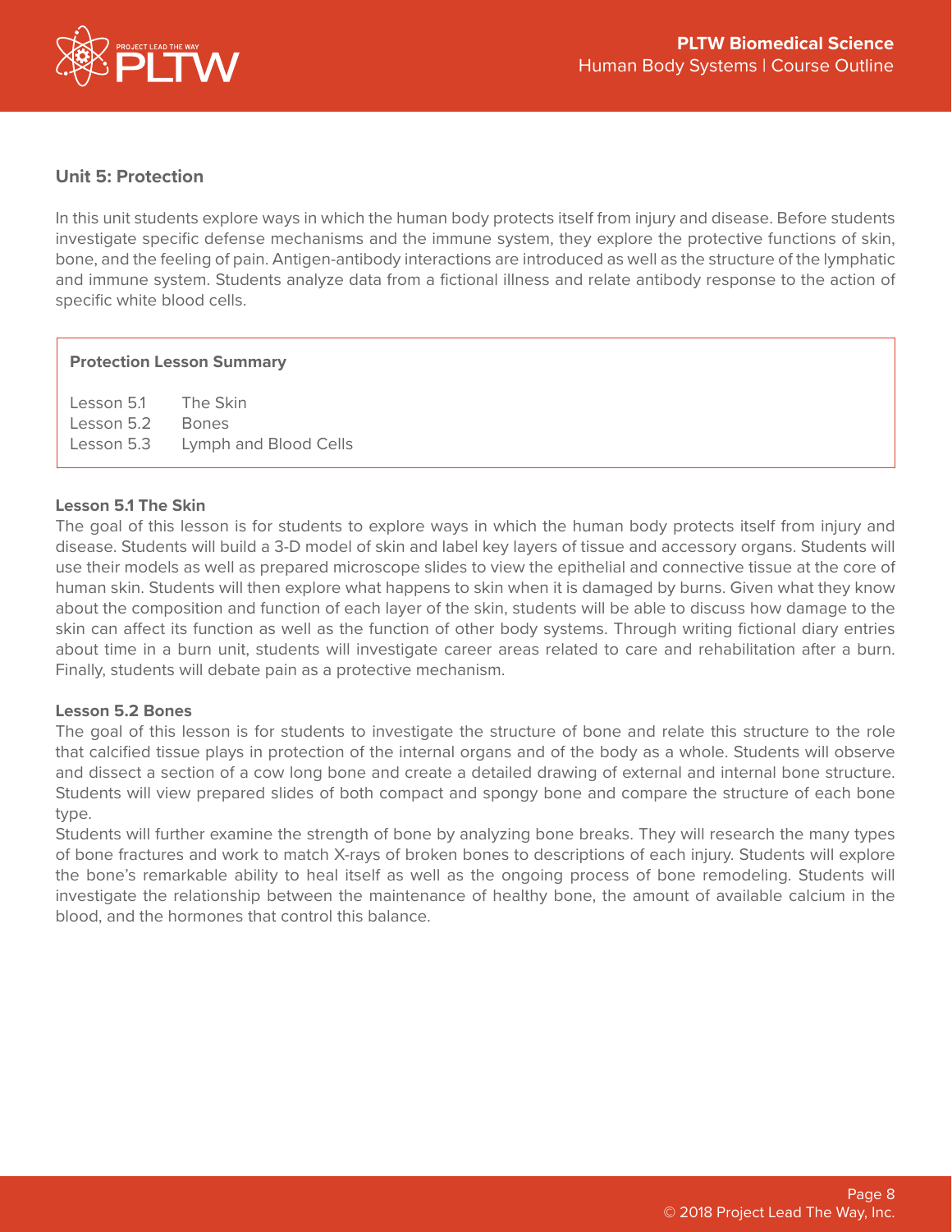## Unit 5: Protection

In this unit students explore ways in which the human body protects itself from injury and disease. Before students investigate specific defense mechanisms and the immune system, they explore the protective functions of skin, bone, and the feeling of pain. Antigen-antibody interactions are introduced as well as the structure of the lymphatic and immune system. Students analyze data from a fictional illness and relate antibody response to the action of specific white blood cells.

| Protection Lesson Summary | |
|---|---|
| Lesson 5.1 | The Skin |
| Lesson 5.2 | Bones |
| Lesson 5.3 | Lymph and Blood Cells |

### Lesson 5.1 The Skin

The goal of this lesson is for students to explore ways in which the human body protects itself from injury and disease. Students will build a 3-D model of skin and label key layers of tissue and accessory organs. Students will use their models as well as prepared microscope slides to view the epithelial and connective tissue at the core of human skin. Students will then explore what happens to skin when it is damaged by burns. Given what they know about the composition and function of each layer of the skin, students will be able to discuss how damage to the skin can affect its function as well as the function of other body systems. Through writing fictional diary entries about time in a burn unit, students will investigate career areas related to care and rehabilitation after a burn. Finally, students will debate pain as a protective mechanism.

### Lesson 5.2 Bones

The goal of this lesson is for students to investigate the structure of bone and relate this structure to the role that calcified tissue plays in protection of the internal organs and of the body as a whole. Students will observe and dissect a section of a cow long bone and create a detailed drawing of external and internal bone structure. Students will view prepared slides of both compact and spongy bone and compare the structure of each bone type.

Students will further examine the strength of bone by analyzing bone breaks. They will research the many types of bone fractures and work to match X-rays of broken bones to descriptions of each injury. Students will explore the bone's remarkable ability to heal itself as well as the ongoing process of bone remodeling. Students will investigate the relationship between the maintenance of healthy bone, the amount of available calcium in the blood, and the hormones that control this balance.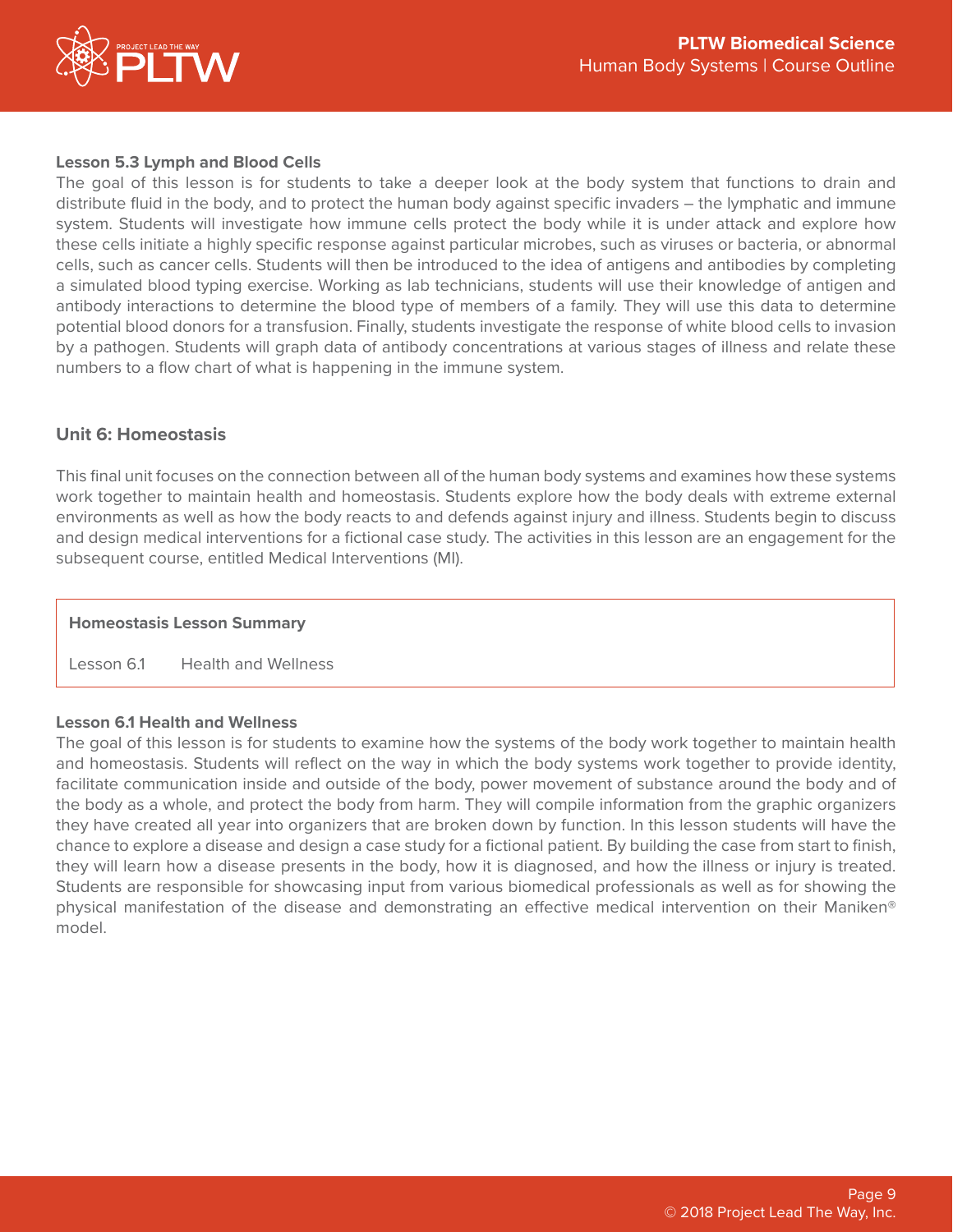**Lesson 5.3 Lymph and Blood Cells**

The goal of this lesson is for students to take a deeper look at the body system that functions to drain and distribute fluid in the body, and to protect the human body against specific invaders – the lymphatic and immune system. Students will investigate how immune cells protect the body while it is under attack and explore how these cells initiate a highly specific response against particular microbes, such as viruses or bacteria, or abnormal cells, such as cancer cells. Students will then be introduced to the idea of antigens and antibodies by completing a simulated blood typing exercise. Working as lab technicians, students will use their knowledge of antigen and antibody interactions to determine the blood type of members of a family. They will use this data to determine potential blood donors for a transfusion. Finally, students investigate the response of white blood cells to invasion by a pathogen. Students will graph data of antibody concentrations at various stages of illness and relate these numbers to a flow chart of what is happening in the immune system.

## Unit 6: Homeostasis

This final unit focuses on the connection between all of the human body systems and examines how these systems work together to maintain health and homeostasis. Students explore how the body deals with extreme external environments as well as how the body reacts to and defends against injury and illness. Students begin to discuss and design medical interventions for a fictional case study. The activities in this lesson are an engagement for the subsequent course, entitled Medical Interventions (MI).

**Homeostasis Lesson Summary**

| | |
|---|---|
| Lesson 6.1 | Health and Wellness |

**Lesson 6.1 Health and Wellness**

The goal of this lesson is for students to examine how the systems of the body work together to maintain health and homeostasis. Students will reflect on the way in which the body systems work together to provide identity, facilitate communication inside and outside of the body, power movement of substance around the body and of the body as a whole, and protect the body from harm. They will compile information from the graphic organizers they have created all year into organizers that are broken down by function. In this lesson students will have the chance to explore a disease and design a case study for a fictional patient. By building the case from start to finish, they will learn how a disease presents in the body, how it is diagnosed, and how the illness or injury is treated. Students are responsible for showcasing input from various biomedical professionals as well as for showing the physical manifestation of the disease and demonstrating an effective medical intervention on their Maniken® model.